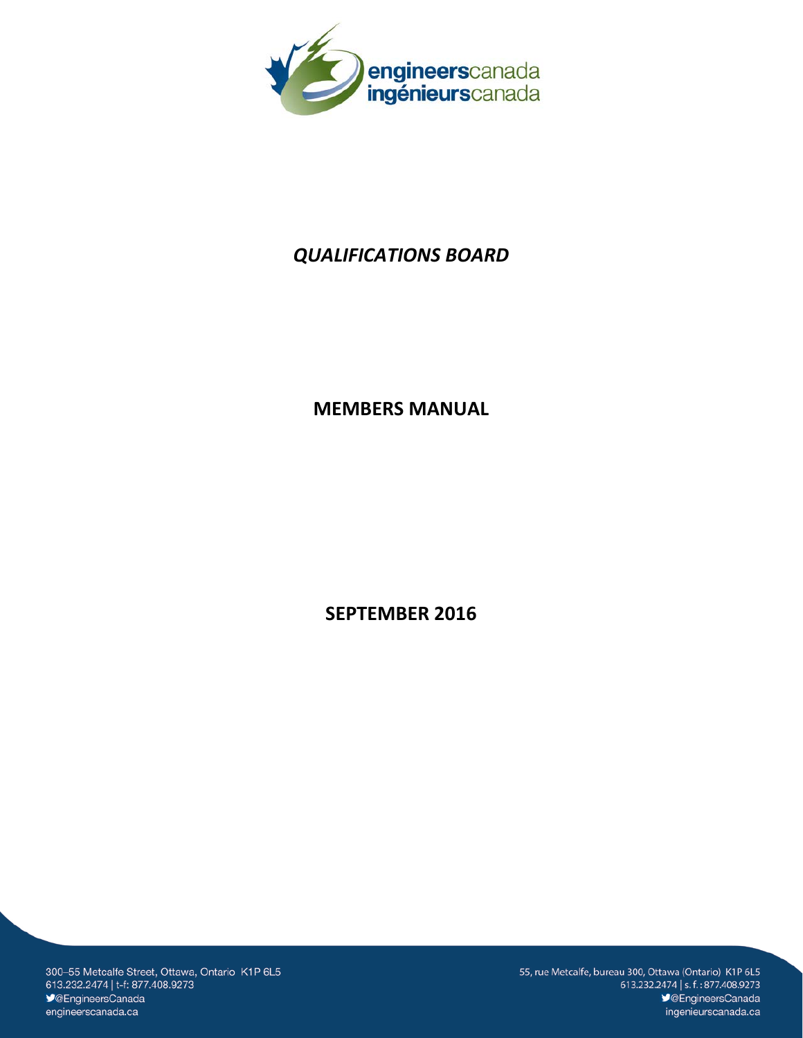engineerscanada
ingénieurscanada

# *QUALIFICATIONS BOARD*

## MEMBERS MANUAL

## SEPTEMBER 2016

300–55 Metcalfe Street, Ottawa, Ontario K1P 6L5
613.232.2474 | t-f: 877.408.9273
@EngineersCanada
engineerscanada.ca

55, rue Metcalfe, bureau 300, Ottawa (Ontario) K1P 6L5
613.232.2474 | s. f. : 877.408.9273
@EngineersCanada
ingenieurscanada.ca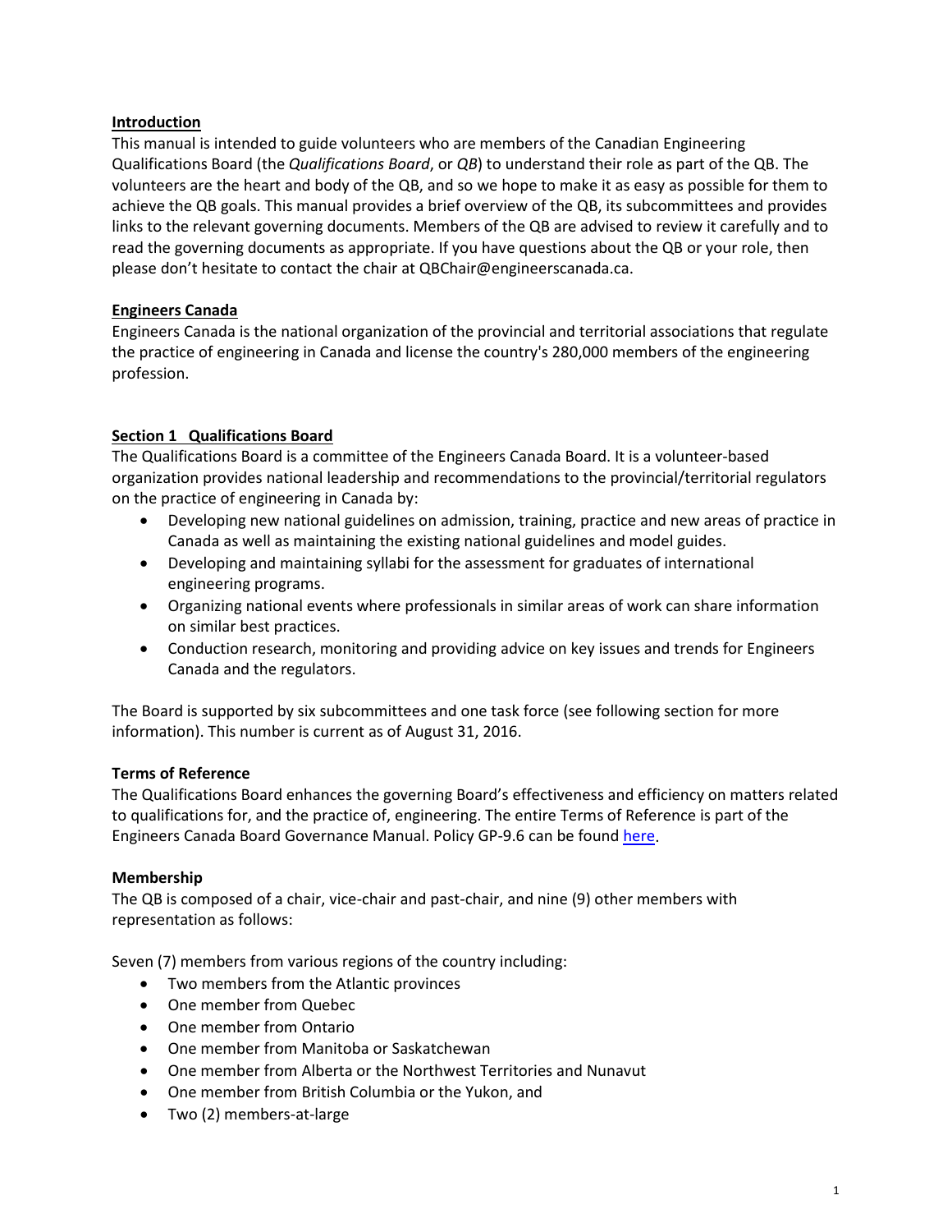## Introduction

This manual is intended to guide volunteers who are members of the Canadian Engineering Qualifications Board (the *Qualifications Board*, or *QB*) to understand their role as part of the QB. The volunteers are the heart and body of the QB, and so we hope to make it as easy as possible for them to achieve the QB goals. This manual provides a brief overview of the QB, its subcommittees and provides links to the relevant governing documents. Members of the QB are advised to review it carefully and to read the governing documents as appropriate. If you have questions about the QB or your role, then please don't hesitate to contact the chair at QBChair@engineerscanada.ca.

## Engineers Canada

Engineers Canada is the national organization of the provincial and territorial associations that regulate the practice of engineering in Canada and license the country's 280,000 members of the engineering profession.

## Section 1 Qualifications Board

The Qualifications Board is a committee of the Engineers Canada Board. It is a volunteer-based organization provides national leadership and recommendations to the provincial/territorial regulators on the practice of engineering in Canada by:

- Developing new national guidelines on admission, training, practice and new areas of practice in Canada as well as maintaining the existing national guidelines and model guides.
- Developing and maintaining syllabi for the assessment for graduates of international engineering programs.
- Organizing national events where professionals in similar areas of work can share information on similar best practices.
- Conduction research, monitoring and providing advice on key issues and trends for Engineers Canada and the regulators.

The Board is supported by six subcommittees and one task force (see following section for more information). This number is current as of August 31, 2016.

### Terms of Reference

The Qualifications Board enhances the governing Board's effectiveness and efficiency on matters related to qualifications for, and the practice of, engineering. The entire Terms of Reference is part of the Engineers Canada Board Governance Manual. Policy GP-9.6 can be found here.

### Membership

The QB is composed of a chair, vice-chair and past-chair, and nine (9) other members with representation as follows:

Seven (7) members from various regions of the country including:

- Two members from the Atlantic provinces
- One member from Quebec
- One member from Ontario
- One member from Manitoba or Saskatchewan
- One member from Alberta or the Northwest Territories and Nunavut
- One member from British Columbia or the Yukon, and
- Two (2) members-at-large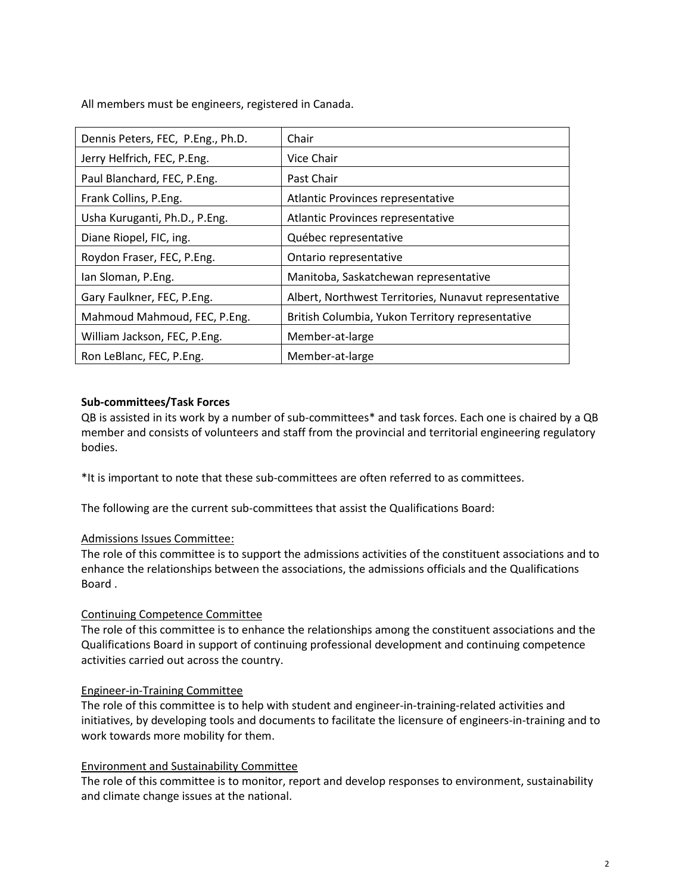All members must be engineers, registered in Canada.

| Dennis Peters, FEC, P.Eng., Ph.D. | Chair |
|---|---|
| Jerry Helfrich, FEC, P.Eng. | Vice Chair |
| Paul Blanchard, FEC, P.Eng. | Past Chair |
| Frank Collins, P.Eng. | Atlantic Provinces representative |
| Usha Kuruganti, Ph.D., P.Eng. | Atlantic Provinces representative |
| Diane Riopel, FIC, ing. | Québec representative |
| Roydon Fraser, FEC, P.Eng. | Ontario representative |
| Ian Sloman, P.Eng. | Manitoba, Saskatchewan representative |
| Gary Faulkner, FEC, P.Eng. | Albert, Northwest Territories, Nunavut representative |
| Mahmoud Mahmoud, FEC, P.Eng. | British Columbia, Yukon Territory representative |
| William Jackson, FEC, P.Eng. | Member-at-large |
| Ron LeBlanc, FEC, P.Eng. | Member-at-large |

**Sub-committees/Task Forces**

QB is assisted in its work by a number of sub-committees* and task forces. Each one is chaired by a QB member and consists of volunteers and staff from the provincial and territorial engineering regulatory bodies.

*It is important to note that these sub-committees are often referred to as committees.

The following are the current sub-committees that assist the Qualifications Board:

<u>Admissions Issues Committee:</u>

The role of this committee is to support the admissions activities of the constituent associations and to enhance the relationships between the associations, the admissions officials and the Qualifications Board .

<u>Continuing Competence Committee</u>

The role of this committee is to enhance the relationships among the constituent associations and the Qualifications Board in support of continuing professional development and continuing competence activities carried out across the country.

<u>Engineer-in-Training Committee</u>

The role of this committee is to help with student and engineer-in-training-related activities and initiatives, by developing tools and documents to facilitate the licensure of engineers-in-training and to work towards more mobility for them.

<u>Environment and Sustainability Committee</u>

The role of this committee is to monitor, report and develop responses to environment, sustainability and climate change issues at the national.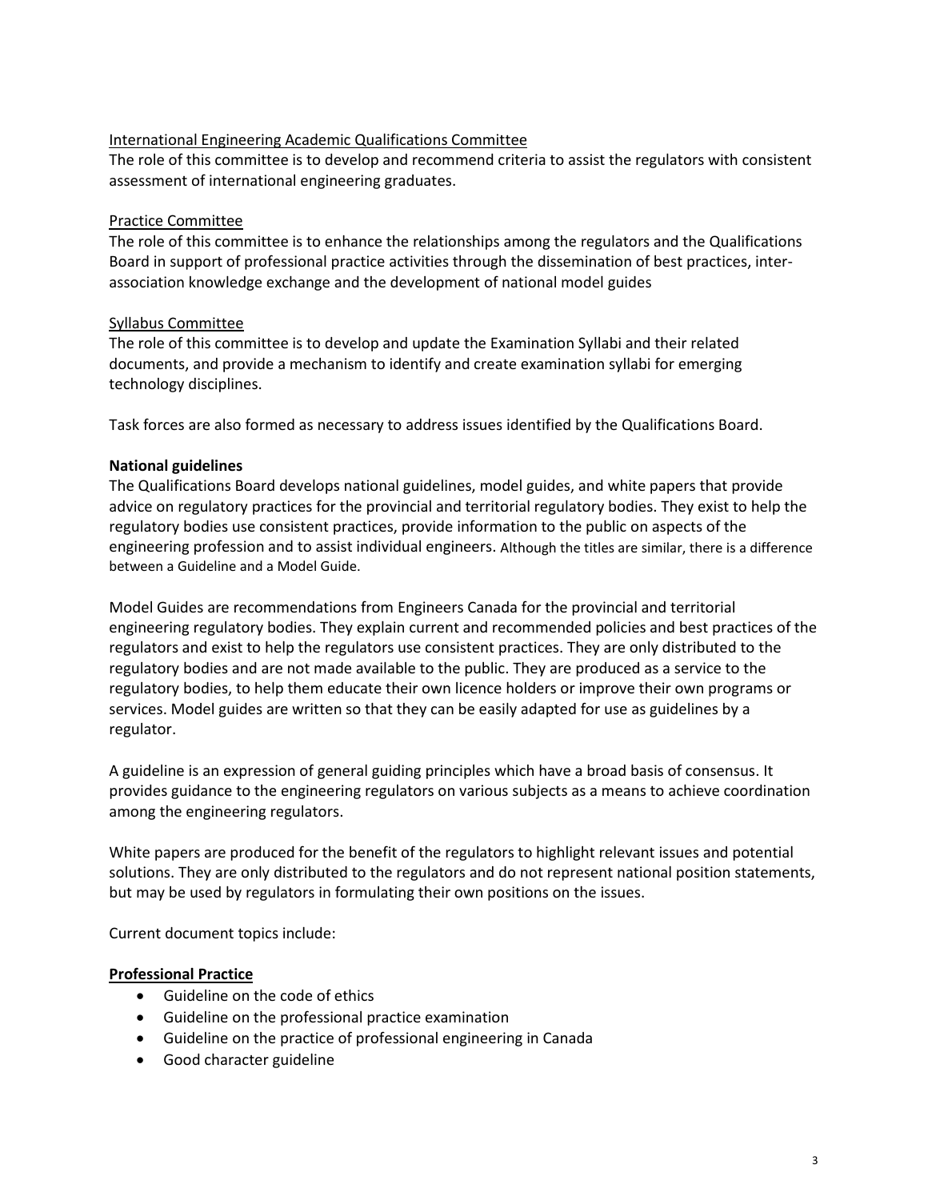International Engineering Academic Qualifications Committee

The role of this committee is to develop and recommend criteria to assist the regulators with consistent assessment of international engineering graduates.

Practice Committee

The role of this committee is to enhance the relationships among the regulators and the Qualifications Board in support of professional practice activities through the dissemination of best practices, inter-association knowledge exchange and the development of national model guides

Syllabus Committee

The role of this committee is to develop and update the Examination Syllabi and their related documents, and provide a mechanism to identify and create examination syllabi for emerging technology disciplines.

Task forces are also formed as necessary to address issues identified by the Qualifications Board.

**National guidelines**

The Qualifications Board develops national guidelines, model guides, and white papers that provide advice on regulatory practices for the provincial and territorial regulatory bodies. They exist to help the regulatory bodies use consistent practices, provide information to the public on aspects of the engineering profession and to assist individual engineers. Although the titles are similar, there is a difference between a Guideline and a Model Guide.

Model Guides are recommendations from Engineers Canada for the provincial and territorial engineering regulatory bodies. They explain current and recommended policies and best practices of the regulators and exist to help the regulators use consistent practices. They are only distributed to the regulatory bodies and are not made available to the public. They are produced as a service to the regulatory bodies, to help them educate their own licence holders or improve their own programs or services. Model guides are written so that they can be easily adapted for use as guidelines by a regulator.

A guideline is an expression of general guiding principles which have a broad basis of consensus. It provides guidance to the engineering regulators on various subjects as a means to achieve coordination among the engineering regulators.

White papers are produced for the benefit of the regulators to highlight relevant issues and potential solutions. They are only distributed to the regulators and do not represent national position statements, but may be used by regulators in formulating their own positions on the issues.

Current document topics include:

**Professional Practice**

- Guideline on the code of ethics
- Guideline on the professional practice examination
- Guideline on the practice of professional engineering in Canada
- Good character guideline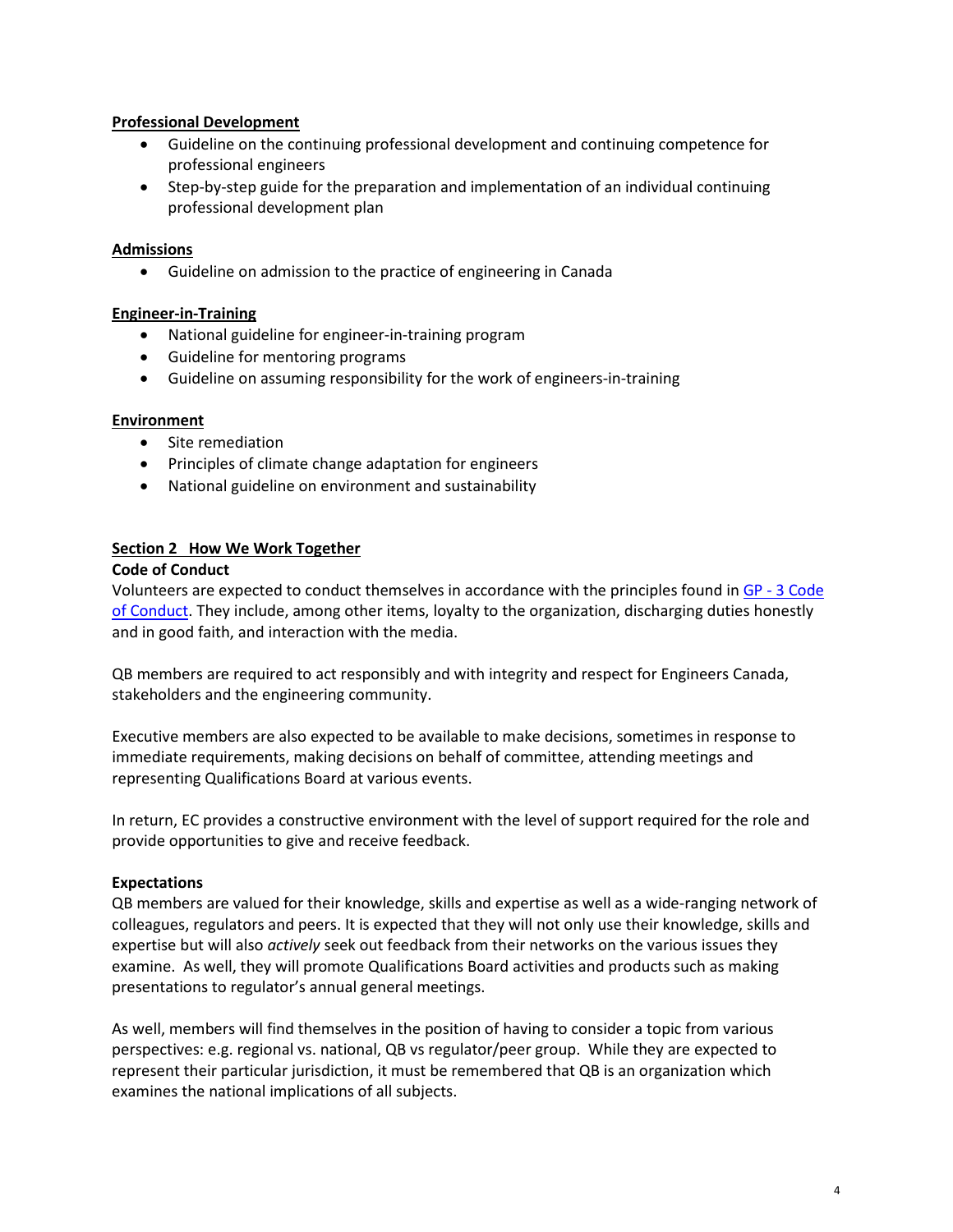**Professional Development**

- Guideline on the continuing professional development and continuing competence for professional engineers
- Step-by-step guide for the preparation and implementation of an individual continuing professional development plan

**Admissions**

- Guideline on admission to the practice of engineering in Canada

**Engineer-in-Training**

- National guideline for engineer-in-training program
- Guideline for mentoring programs
- Guideline on assuming responsibility for the work of engineers-in-training

**Environment**

- Site remediation
- Principles of climate change adaptation for engineers
- National guideline on environment and sustainability

## Section 2 How We Work Together

**Code of Conduct**

Volunteers are expected to conduct themselves in accordance with the principles found in [GP - 3 Code of Conduct](). They include, among other items, loyalty to the organization, discharging duties honestly and in good faith, and interaction with the media.

QB members are required to act responsibly and with integrity and respect for Engineers Canada, stakeholders and the engineering community.

Executive members are also expected to be available to make decisions, sometimes in response to immediate requirements, making decisions on behalf of committee, attending meetings and representing Qualifications Board at various events.

In return, EC provides a constructive environment with the level of support required for the role and provide opportunities to give and receive feedback.

**Expectations**

QB members are valued for their knowledge, skills and expertise as well as a wide-ranging network of colleagues, regulators and peers. It is expected that they will not only use their knowledge, skills and expertise but will also *actively* seek out feedback from their networks on the various issues they examine. As well, they will promote Qualifications Board activities and products such as making presentations to regulator's annual general meetings.

As well, members will find themselves in the position of having to consider a topic from various perspectives: e.g. regional vs. national, QB vs regulator/peer group. While they are expected to represent their particular jurisdiction, it must be remembered that QB is an organization which examines the national implications of all subjects.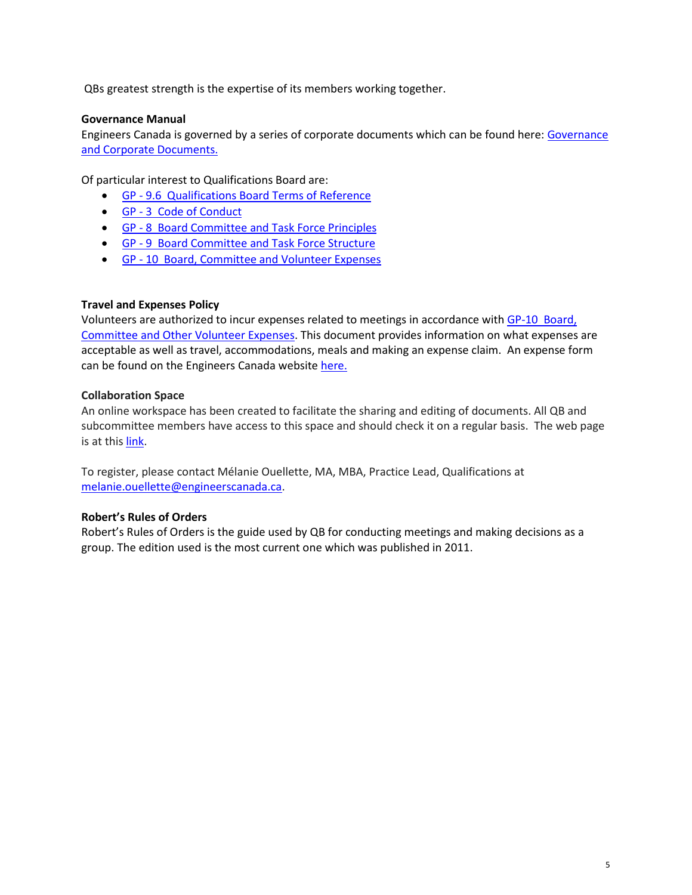QBs greatest strength is the expertise of its members working together.

**Governance Manual**

Engineers Canada is governed by a series of corporate documents which can be found here: Governance and Corporate Documents.

Of particular interest to Qualifications Board are:

- GP - 9.6 Qualifications Board Terms of Reference
- GP - 3 Code of Conduct
- GP - 8 Board Committee and Task Force Principles
- GP - 9 Board Committee and Task Force Structure
- GP - 10 Board, Committee and Volunteer Expenses

**Travel and Expenses Policy**

Volunteers are authorized to incur expenses related to meetings in accordance with GP-10 Board, Committee and Other Volunteer Expenses. This document provides information on what expenses are acceptable as well as travel, accommodations, meals and making an expense claim. An expense form can be found on the Engineers Canada website here.

**Collaboration Space**

An online workspace has been created to facilitate the sharing and editing of documents. All QB and subcommittee members have access to this space and should check it on a regular basis. The web page is at this link.

To register, please contact Mélanie Ouellette, MA, MBA, Practice Lead, Qualifications at melanie.ouellette@engineerscanada.ca.

**Robert's Rules of Orders**

Robert's Rules of Orders is the guide used by QB for conducting meetings and making decisions as a group. The edition used is the most current one which was published in 2011.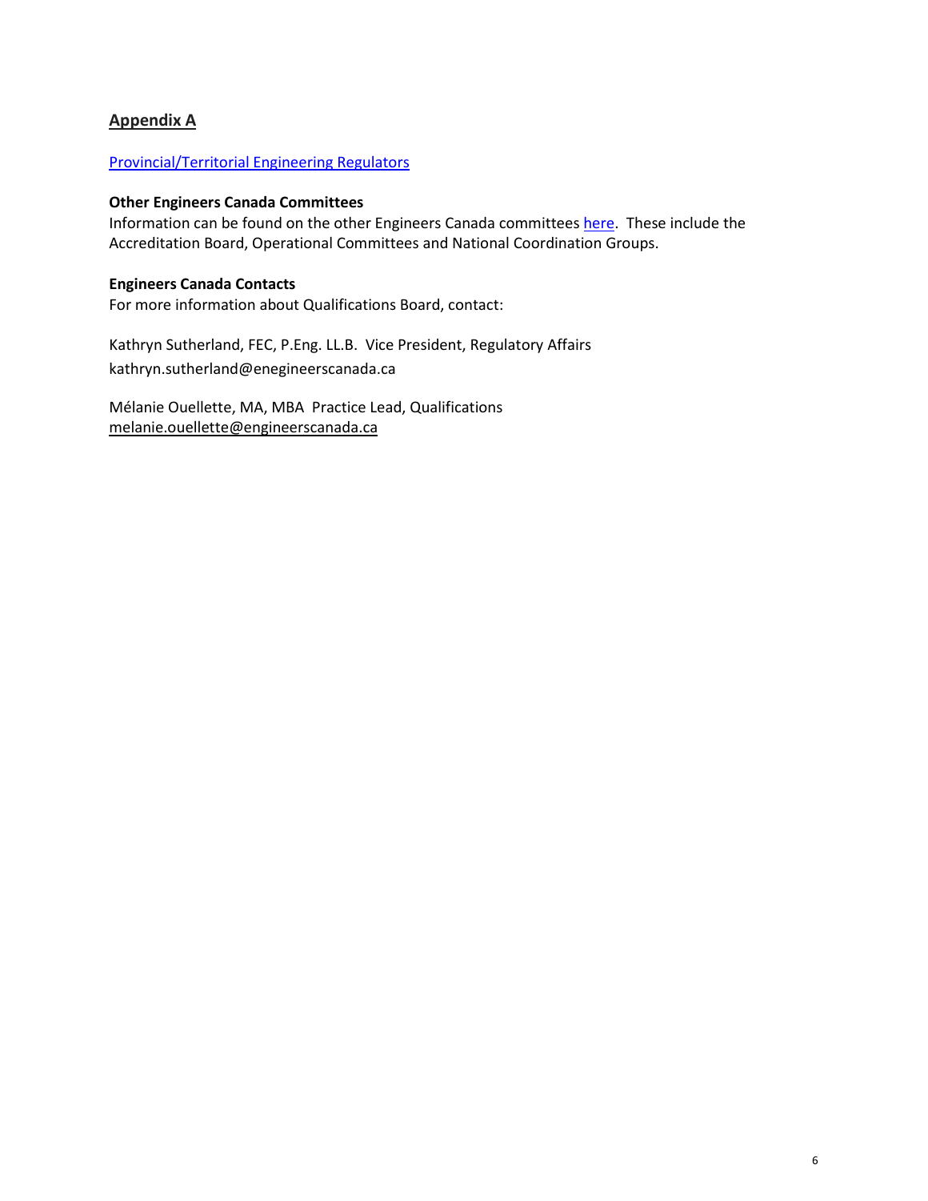## Appendix A

Provincial/Territorial Engineering Regulators

**Other Engineers Canada Committees**
Information can be found on the other Engineers Canada committees here. These include the Accreditation Board, Operational Committees and National Coordination Groups.

**Engineers Canada Contacts**
For more information about Qualifications Board, contact:

Kathryn Sutherland, FEC, P.Eng. LL.B. Vice President, Regulatory Affairs
kathryn.sutherland@enegineerscanada.ca

Mélanie Ouellette, MA, MBA Practice Lead, Qualifications
melanie.ouellette@engineerscanada.ca